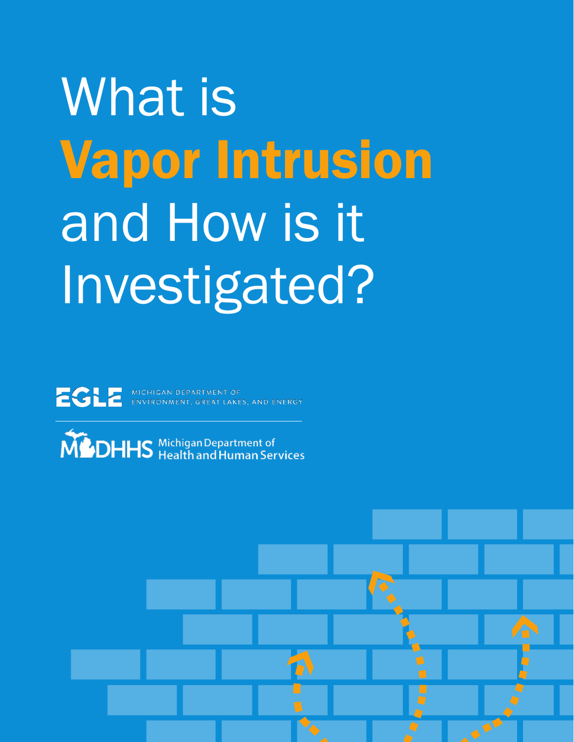# What is Vapor Intrusion and How is it Investigated?

EGLE MICHIGAN DEPARTMENT OF ENVIRONMENT, GREAT LAKES, AND ENERGY

MDHHS Michigan Department of Health and Human Services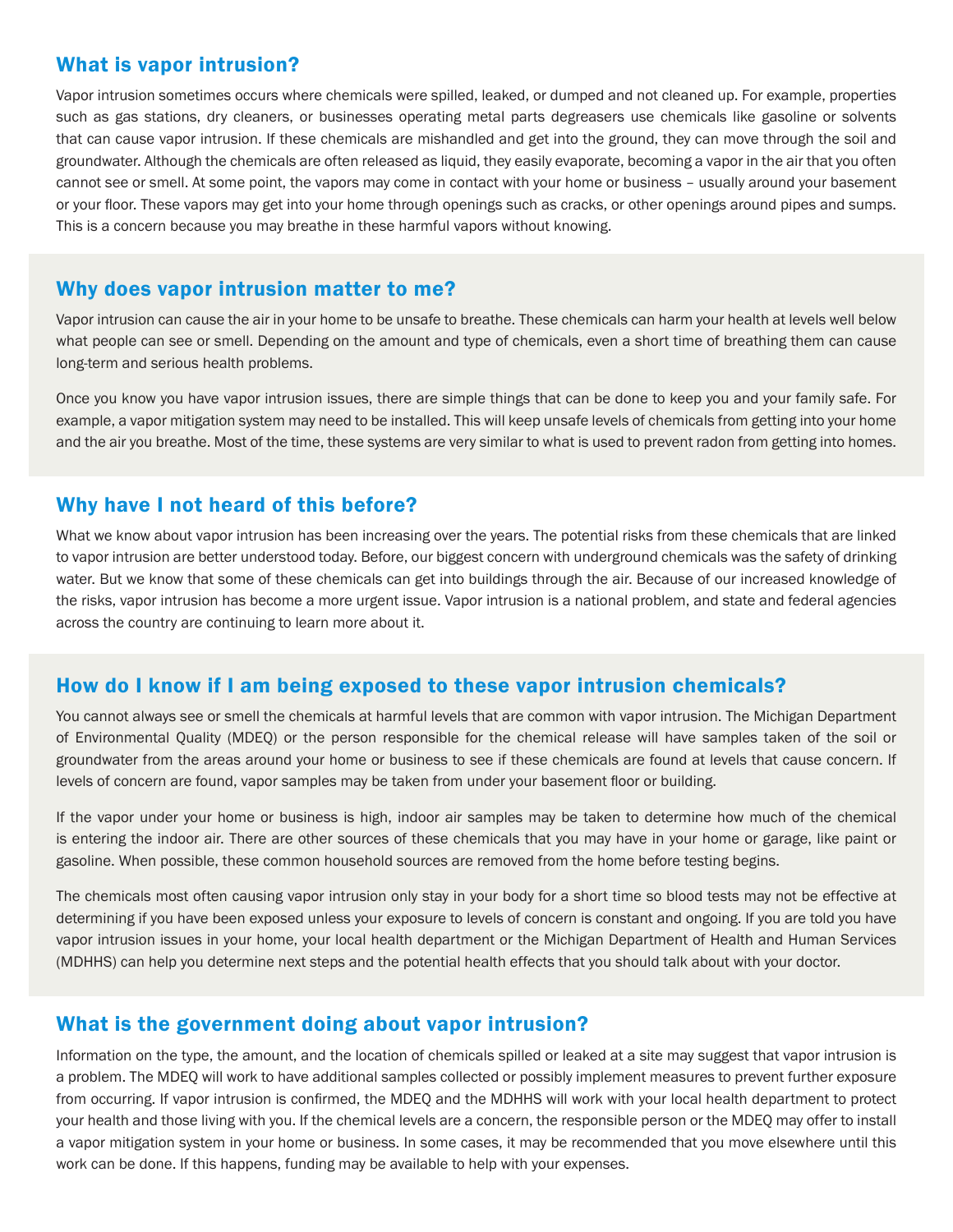## What is vapor intrusion?

Vapor intrusion sometimes occurs where chemicals were spilled, leaked, or dumped and not cleaned up. For example, properties such as gas stations, dry cleaners, or businesses operating metal parts degreasers use chemicals like gasoline or solvents that can cause vapor intrusion. If these chemicals are mishandled and get into the ground, they can move through the soil and groundwater. Although the chemicals are often released as liquid, they easily evaporate, becoming a vapor in the air that you often cannot see or smell. At some point, the vapors may come in contact with your home or business – usually around your basement or your floor. These vapors may get into your home through openings such as cracks, or other openings around pipes and sumps. This is a concern because you may breathe in these harmful vapors without knowing.

## Why does vapor intrusion matter to me?

Vapor intrusion can cause the air in your home to be unsafe to breathe. These chemicals can harm your health at levels well below what people can see or smell. Depending on the amount and type of chemicals, even a short time of breathing them can cause long-term and serious health problems.

Once you know you have vapor intrusion issues, there are simple things that can be done to keep you and your family safe. For example, a vapor mitigation system may need to be installed. This will keep unsafe levels of chemicals from getting into your home and the air you breathe. Most of the time, these systems are very similar to what is used to prevent radon from getting into homes.

## Why have I not heard of this before?

What we know about vapor intrusion has been increasing over the years. The potential risks from these chemicals that are linked to vapor intrusion are better understood today. Before, our biggest concern with underground chemicals was the safety of drinking water. But we know that some of these chemicals can get into buildings through the air. Because of our increased knowledge of the risks, vapor intrusion has become a more urgent issue. Vapor intrusion is a national problem, and state and federal agencies across the country are continuing to learn more about it.

## How do I know if I am being exposed to these vapor intrusion chemicals?

You cannot always see or smell the chemicals at harmful levels that are common with vapor intrusion. The Michigan Department of Environmental Quality (MDEQ) or the person responsible for the chemical release will have samples taken of the soil or groundwater from the areas around your home or business to see if these chemicals are found at levels that cause concern. If levels of concern are found, vapor samples may be taken from under your basement floor or building.

If the vapor under your home or business is high, indoor air samples may be taken to determine how much of the chemical is entering the indoor air. There are other sources of these chemicals that you may have in your home or garage, like paint or gasoline. When possible, these common household sources are removed from the home before testing begins.

The chemicals most often causing vapor intrusion only stay in your body for a short time so blood tests may not be effective at determining if you have been exposed unless your exposure to levels of concern is constant and ongoing. If you are told you have vapor intrusion issues in your home, your local health department or the Michigan Department of Health and Human Services (MDHHS) can help you determine next steps and the potential health effects that you should talk about with your doctor.

## What is the government doing about vapor intrusion?

Information on the type, the amount, and the location of chemicals spilled or leaked at a site may suggest that vapor intrusion is a problem. The MDEQ will work to have additional samples collected or possibly implement measures to prevent further exposure from occurring. If vapor intrusion is confirmed, the MDEQ and the MDHHS will work with your local health department to protect your health and those living with you. If the chemical levels are a concern, the responsible person or the MDEQ may offer to install a vapor mitigation system in your home or business. In some cases, it may be recommended that you move elsewhere until this work can be done. If this happens, funding may be available to help with your expenses.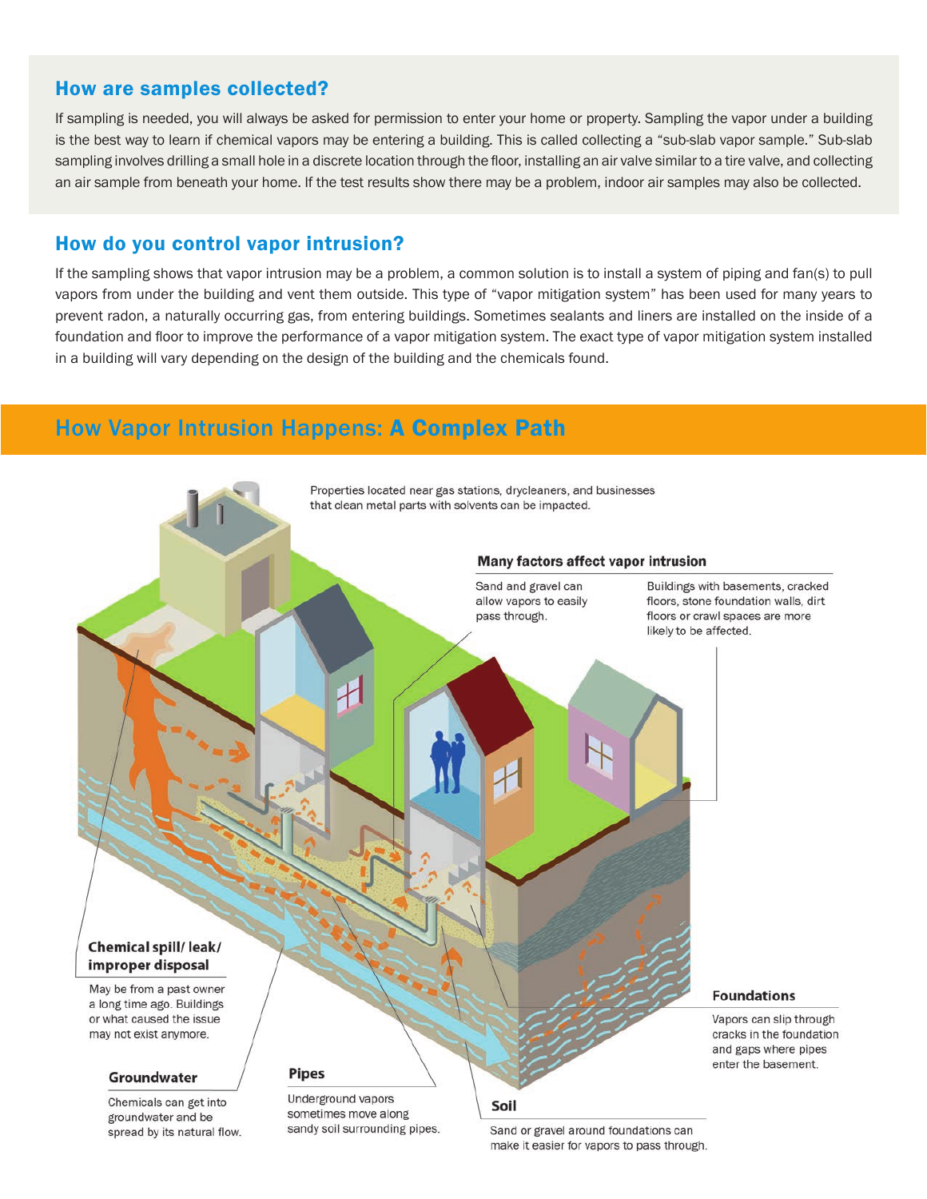## How are samples collected?

If sampling is needed, you will always be asked for permission to enter your home or property. Sampling the vapor under a building is the best way to learn if chemical vapors may be entering a building. This is called collecting a "sub-slab vapor sample." Sub-slab sampling involves drilling a small hole in a discrete location through the floor, installing an air valve similar to a tire valve, and collecting an air sample from beneath your home. If the test results show there may be a problem, indoor air samples may also be collected.

## How do you control vapor intrusion?

If the sampling shows that vapor intrusion may be a problem, a common solution is to install a system of piping and fan(s) to pull vapors from under the building and vent them outside. This type of "vapor mitigation system" has been used for many years to prevent radon, a naturally occurring gas, from entering buildings. Sometimes sealants and liners are installed on the inside of a foundation and floor to improve the performance of a vapor mitigation system. The exact type of vapor mitigation system installed in a building will vary depending on the design of the building and the chemicals found.

## How Vapor Intrusion Happens: A Complex Path

Properties located near gas stations, drycleaners, and businesses that clean metal parts with solvents can be impacted.

**Many factors affect vapor intrusion**

Sand and gravel can allow vapors to easily pass through.

Buildings with basements, cracked floors, stone foundation walls, dirt floors or crawl spaces are more likely to be affected.

**Chemical spill/ leak/ improper disposal**

May be from a past owner a long time ago. Buildings or what caused the issue may not exist anymore.

**Groundwater**

Chemicals can get into groundwater and be spread by its natural flow.

**Pipes**

Underground vapors sometimes move along sandy soil surrounding pipes.

**Soil**

Sand or gravel around foundations can make it easier for vapors to pass through.

**Foundations**

Vapors can slip through cracks in the foundation and gaps where pipes enter the basement.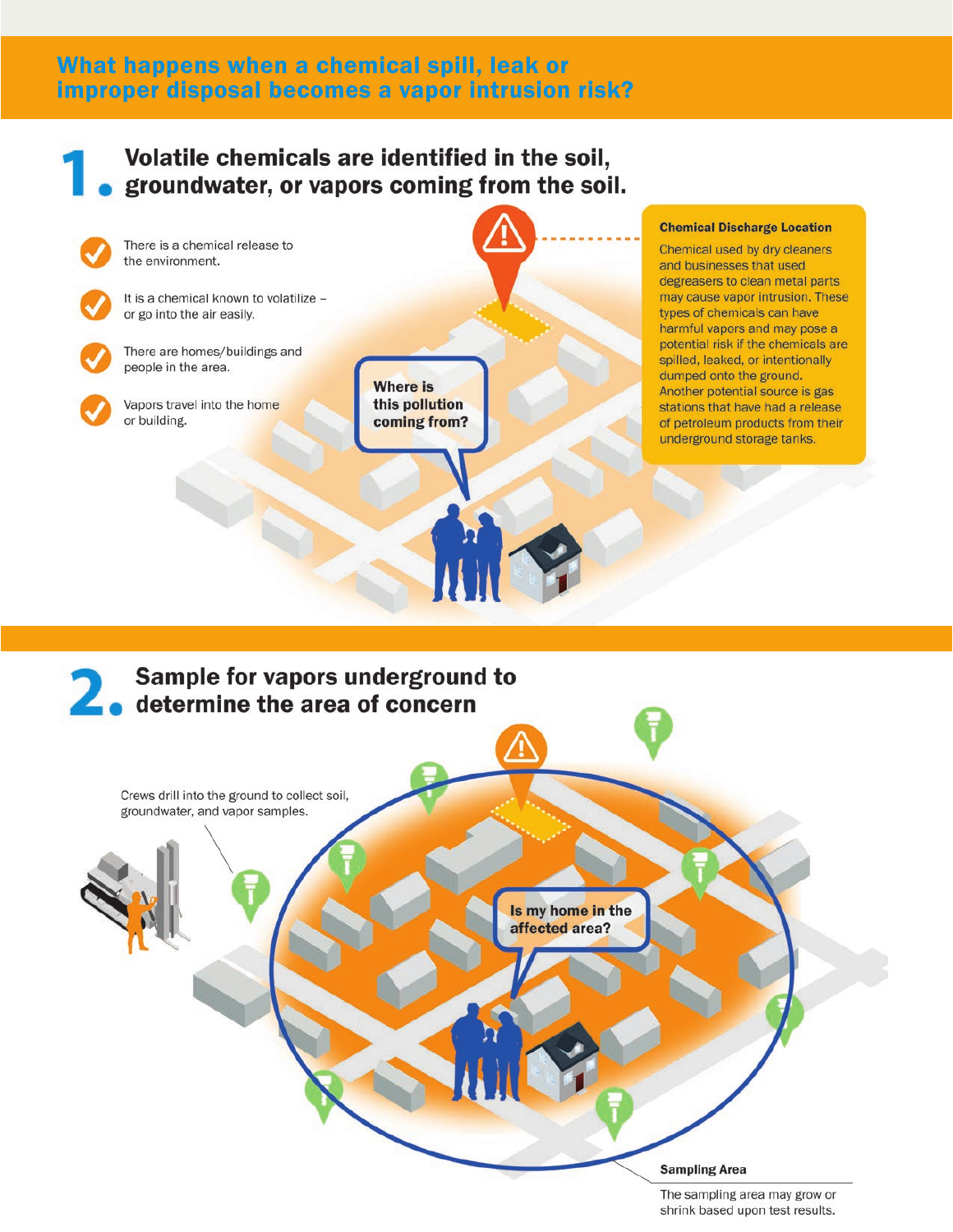## What happens when a chemical spill, leak or improper disposal becomes a vapor intrusion risk?

### 1. Volatile chemicals are identified in the soil, groundwater, or vapors coming from the soil.

- There is a chemical release to the environment.
- It is a chemical known to volatilize – or go into the air easily.
- There are homes/buildings and people in the area.
- Vapors travel into the home or building.

Where is this pollution coming from?

**Chemical Discharge Location**

Chemical used by dry cleaners and businesses that used degreasers to clean metal parts may cause vapor intrusion. These types of chemicals can have harmful vapors and may pose a potential risk if the chemicals are spilled, leaked, or intentionally dumped onto the ground. Another potential source is gas stations that have had a release of petroleum products from their underground storage tanks.

### 2. Sample for vapors underground to determine the area of concern

Crews drill into the ground to collect soil, groundwater, and vapor samples.

Is my home in the affected area?

**Sampling Area**

The sampling area may grow or shrink based upon test results.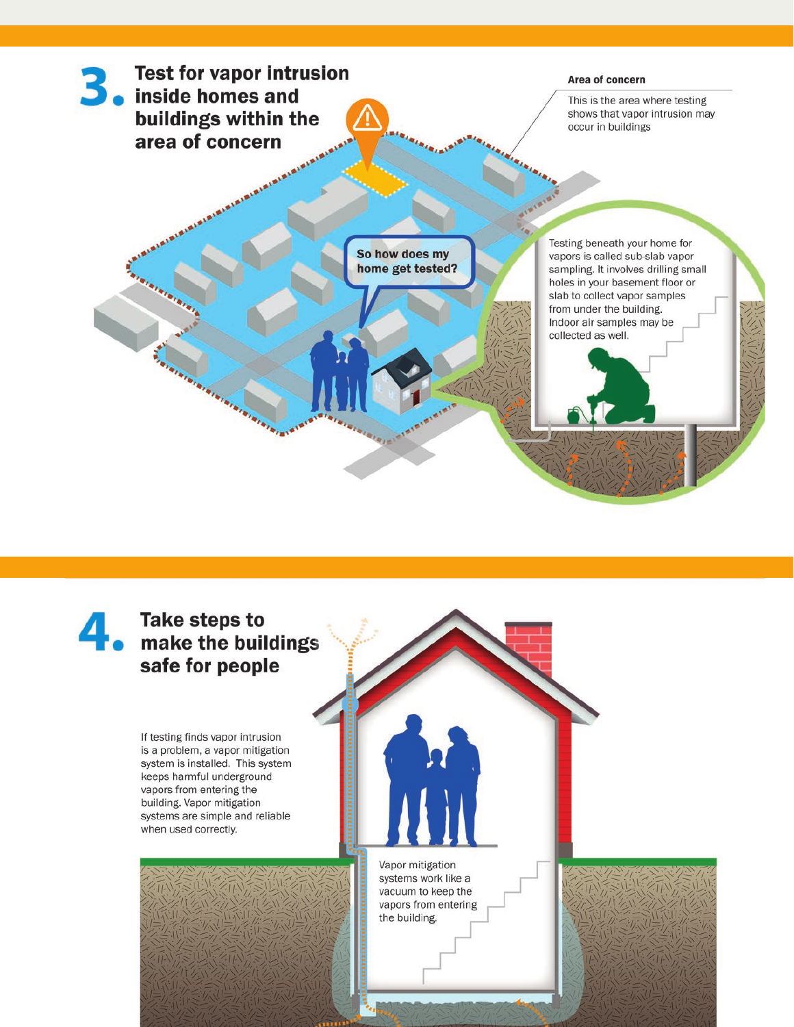## 3. Test for vapor intrusion inside homes and buildings within the area of concern

**Area of concern**

This is the area where testing shows that vapor intrusion may occur in buildings

**So how does my home get tested?**

Testing beneath your home for vapors is called sub-slab vapor sampling. It involves drilling small holes in your basement floor or slab to collect vapor samples from under the building. Indoor air samples may be collected as well.

## 4. Take steps to make the buildings safe for people

If testing finds vapor intrusion is a problem, a vapor mitigation system is installed. This system keeps harmful underground vapors from entering the building. Vapor mitigation systems are simple and reliable when used correctly.

Vapor mitigation systems work like a vacuum to keep the vapors from entering the building.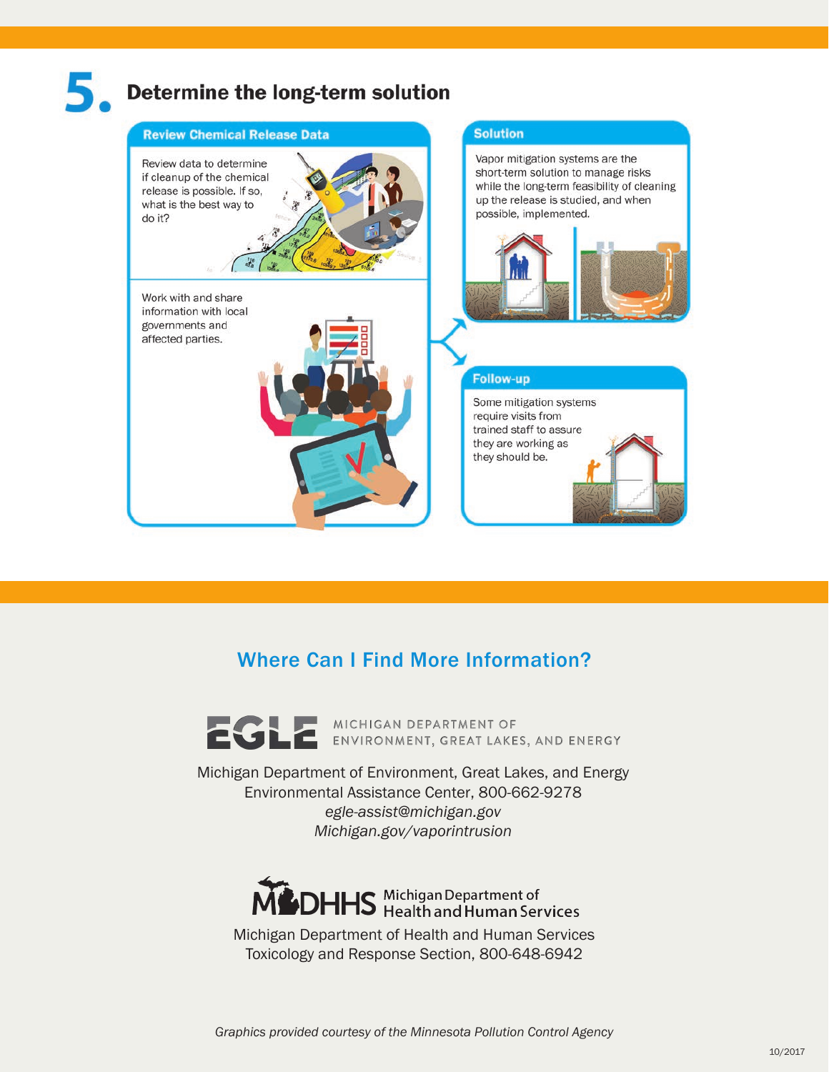# 5. Determine the long-term solution

## Review Chemical Release Data

Review data to determine if cleanup of the chemical release is possible. If so, what is the best way to do it?

Work with and share information with local governments and affected parties.

## Solution

Vapor mitigation systems are the short-term solution to manage risks while the long-term feasibility of cleaning up the release is studied, and when possible, implemented.

## Follow-up

Some mitigation systems require visits from trained staff to assure they are working as they should be.

## Where Can I Find More Information?

EGLE MICHIGAN DEPARTMENT OF ENVIRONMENT, GREAT LAKES, AND ENERGY

Michigan Department of Environment, Great Lakes, and Energy
Environmental Assistance Center, 800-662-9278
*egle-assist@michigan.gov*
*Michigan.gov/vaporintrusion*

MDHHS Michigan Department of Health and Human Services

Michigan Department of Health and Human Services
Toxicology and Response Section, 800-648-6942

*Graphics provided courtesy of the Minnesota Pollution Control Agency*

10/2017